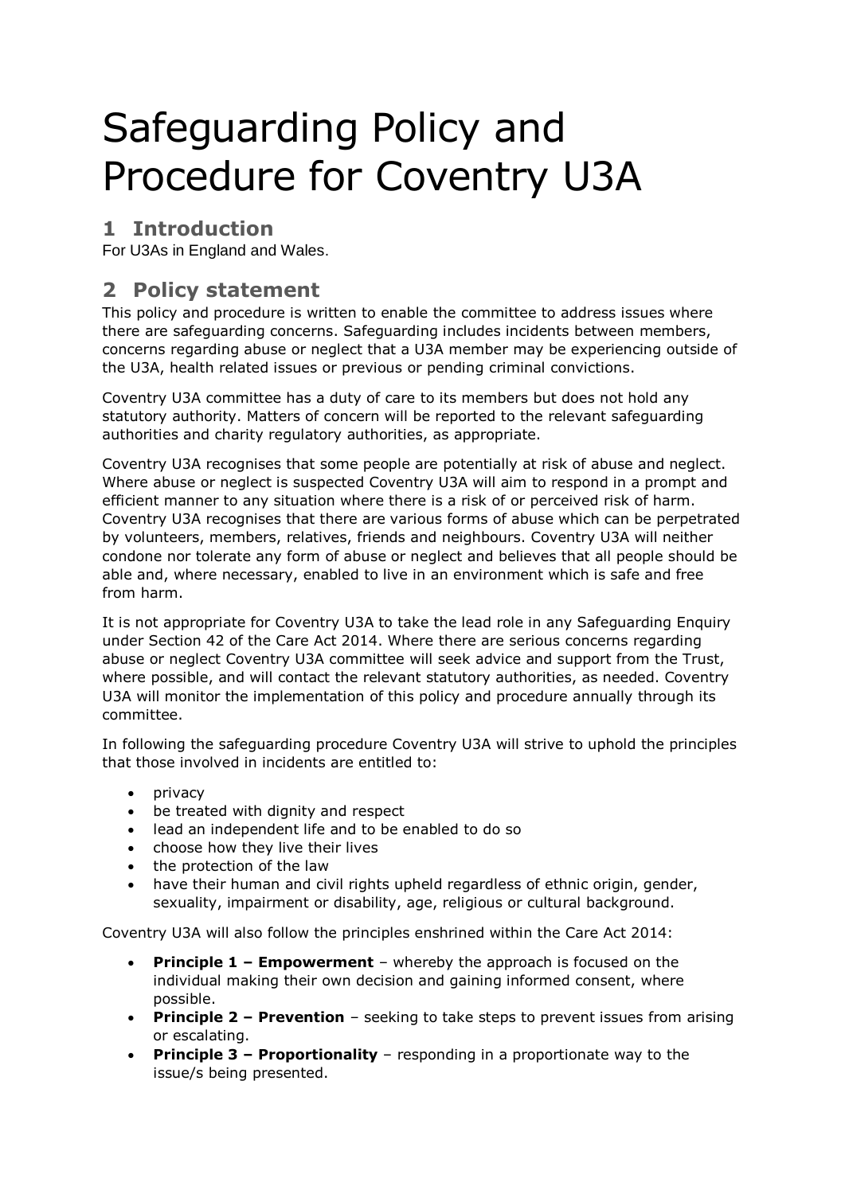# Safeguarding Policy and Procedure for Coventry U3A

## 1 Introduction

For U3As in England and Wales.

## 2 Policy statement

This policy and procedure is written to enable the committee to address issues where there are safeguarding concerns. Safeguarding includes incidents between members, concerns regarding abuse or neglect that a U3A member may be experiencing outside of the U3A, health related issues or previous or pending criminal convictions.

Coventry U3A committee has a duty of care to its members but does not hold any statutory authority. Matters of concern will be reported to the relevant safeguarding authorities and charity regulatory authorities, as appropriate.

Coventry U3A recognises that some people are potentially at risk of abuse and neglect. Where abuse or neglect is suspected Coventry U3A will aim to respond in a prompt and efficient manner to any situation where there is a risk of or perceived risk of harm. Coventry U3A recognises that there are various forms of abuse which can be perpetrated by volunteers, members, relatives, friends and neighbours. Coventry U3A will neither condone nor tolerate any form of abuse or neglect and believes that all people should be able and, where necessary, enabled to live in an environment which is safe and free from harm.

It is not appropriate for Coventry U3A to take the lead role in any Safeguarding Enquiry under Section 42 of the Care Act 2014. Where there are serious concerns regarding abuse or neglect Coventry U3A committee will seek advice and support from the Trust, where possible, and will contact the relevant statutory authorities, as needed. Coventry U3A will monitor the implementation of this policy and procedure annually through its committee.

In following the safeguarding procedure Coventry U3A will strive to uphold the principles that those involved in incidents are entitled to:

- privacy
- be treated with dignity and respect
- lead an independent life and to be enabled to do so
- choose how they live their lives
- the protection of the law
- have their human and civil rights upheld regardless of ethnic origin, gender, sexuality, impairment or disability, age, religious or cultural background.

Coventry U3A will also follow the principles enshrined within the Care Act 2014:

- **Principle 1 – Empowerment** – whereby the approach is focused on the individual making their own decision and gaining informed consent, where possible.
- **Principle 2 – Prevention** – seeking to take steps to prevent issues from arising or escalating.
- **Principle 3 – Proportionality** – responding in a proportionate way to the issue/s being presented.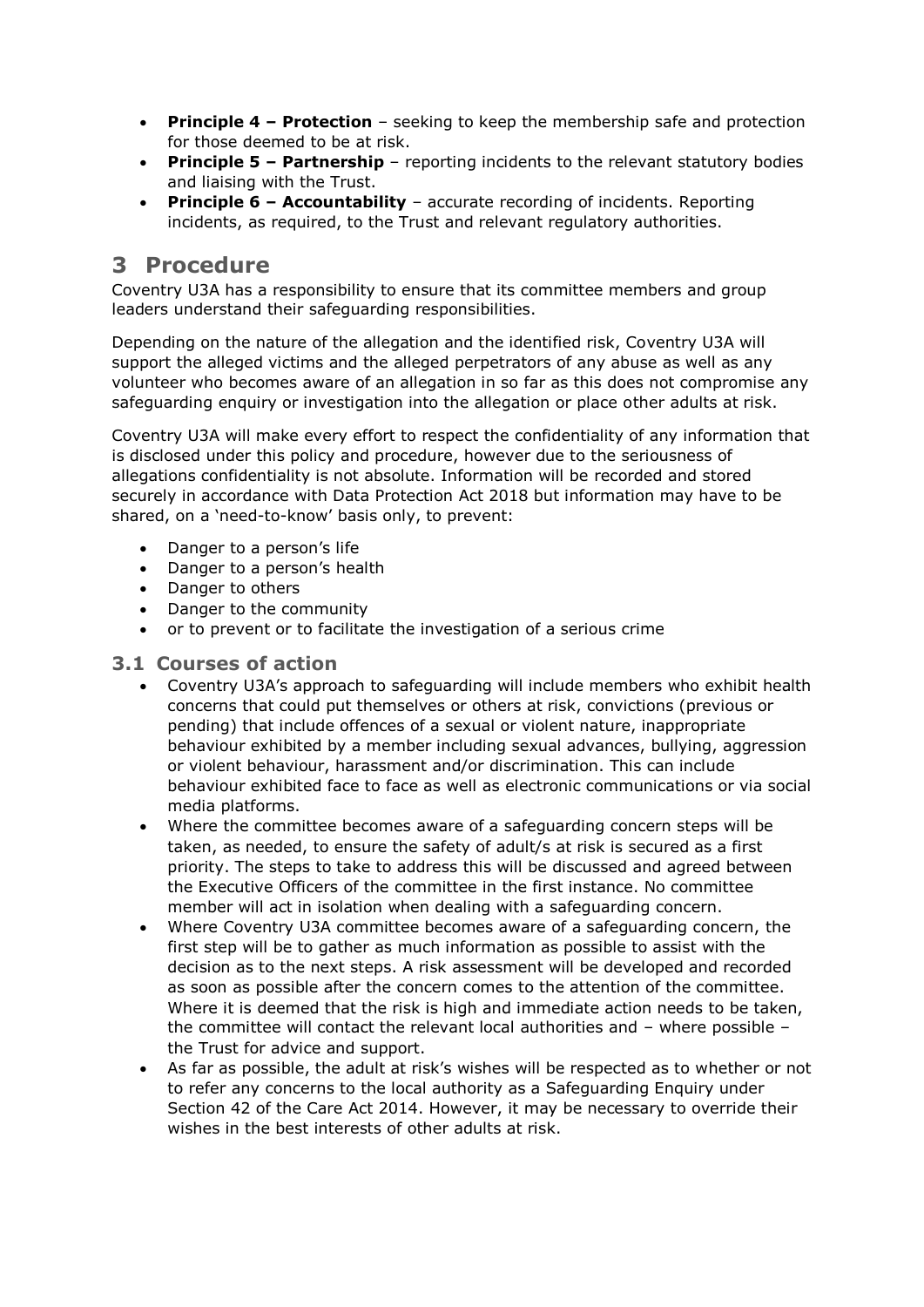- **Principle 4 – Protection** – seeking to keep the membership safe and protection for those deemed to be at risk.
- **Principle 5 – Partnership** – reporting incidents to the relevant statutory bodies and liaising with the Trust.
- **Principle 6 – Accountability** – accurate recording of incidents. Reporting incidents, as required, to the Trust and relevant regulatory authorities.

# 3 Procedure

Coventry U3A has a responsibility to ensure that its committee members and group leaders understand their safeguarding responsibilities.

Depending on the nature of the allegation and the identified risk, Coventry U3A will support the alleged victims and the alleged perpetrators of any abuse as well as any volunteer who becomes aware of an allegation in so far as this does not compromise any safeguarding enquiry or investigation into the allegation or place other adults at risk.

Coventry U3A will make every effort to respect the confidentiality of any information that is disclosed under this policy and procedure, however due to the seriousness of allegations confidentiality is not absolute. Information will be recorded and stored securely in accordance with Data Protection Act 2018 but information may have to be shared, on a 'need-to-know' basis only, to prevent:

- Danger to a person's life
- Danger to a person's health
- Danger to others
- Danger to the community
- or to prevent or to facilitate the investigation of a serious crime

## 3.1 Courses of action

- Coventry U3A's approach to safeguarding will include members who exhibit health concerns that could put themselves or others at risk, convictions (previous or pending) that include offences of a sexual or violent nature, inappropriate behaviour exhibited by a member including sexual advances, bullying, aggression or violent behaviour, harassment and/or discrimination. This can include behaviour exhibited face to face as well as electronic communications or via social media platforms.
- Where the committee becomes aware of a safeguarding concern steps will be taken, as needed, to ensure the safety of adult/s at risk is secured as a first priority. The steps to take to address this will be discussed and agreed between the Executive Officers of the committee in the first instance. No committee member will act in isolation when dealing with a safeguarding concern.
- Where Coventry U3A committee becomes aware of a safeguarding concern, the first step will be to gather as much information as possible to assist with the decision as to the next steps. A risk assessment will be developed and recorded as soon as possible after the concern comes to the attention of the committee. Where it is deemed that the risk is high and immediate action needs to be taken, the committee will contact the relevant local authorities and – where possible – the Trust for advice and support.
- As far as possible, the adult at risk's wishes will be respected as to whether or not to refer any concerns to the local authority as a Safeguarding Enquiry under Section 42 of the Care Act 2014. However, it may be necessary to override their wishes in the best interests of other adults at risk.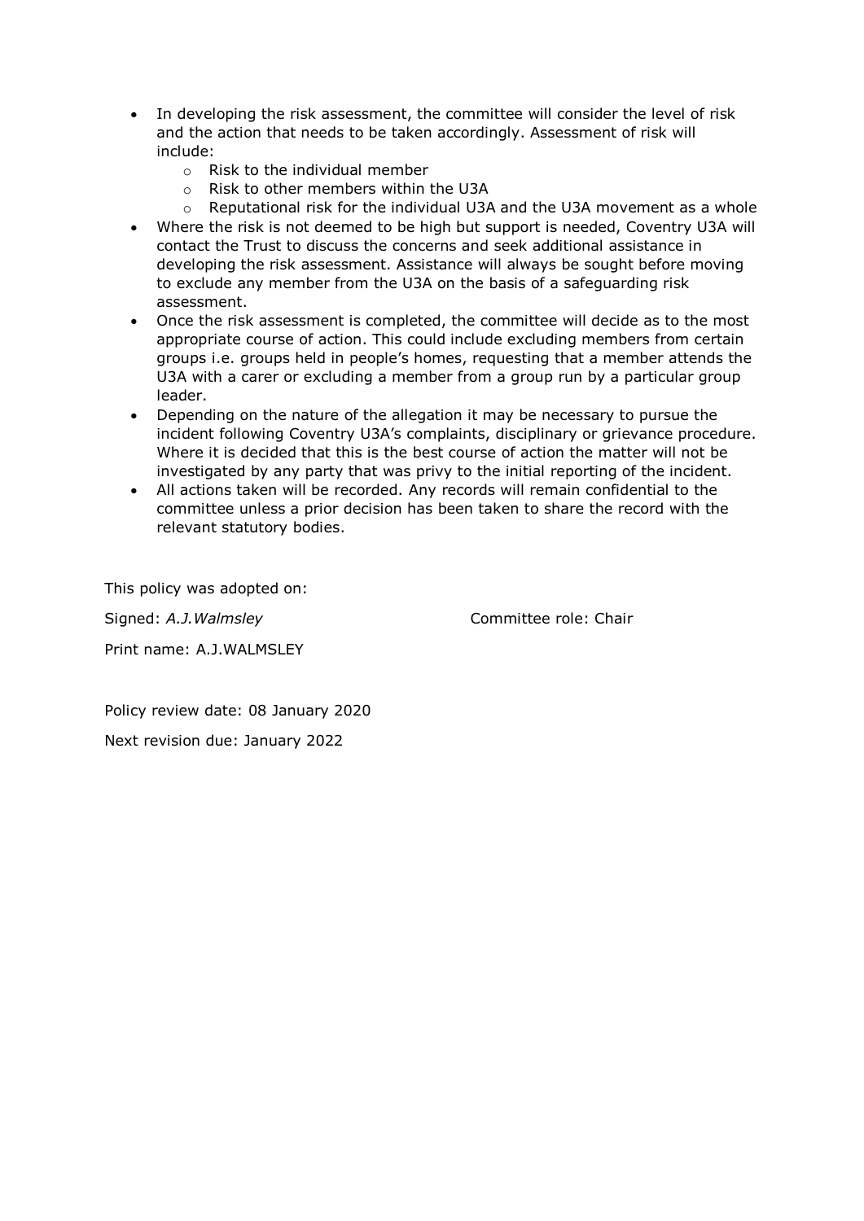- In developing the risk assessment, the committee will consider the level of risk and the action that needs to be taken accordingly. Assessment of risk will include:
    - Risk to the individual member
    - Risk to other members within the U3A
    - Reputational risk for the individual U3A and the U3A movement as a whole
- Where the risk is not deemed to be high but support is needed, Coventry U3A will contact the Trust to discuss the concerns and seek additional assistance in developing the risk assessment. Assistance will always be sought before moving to exclude any member from the U3A on the basis of a safeguarding risk assessment.
- Once the risk assessment is completed, the committee will decide as to the most appropriate course of action. This could include excluding members from certain groups i.e. groups held in people's homes, requesting that a member attends the U3A with a carer or excluding a member from a group run by a particular group leader.
- Depending on the nature of the allegation it may be necessary to pursue the incident following Coventry U3A's complaints, disciplinary or grievance procedure. Where it is decided that this is the best course of action the matter will not be investigated by any party that was privy to the initial reporting of the incident.
- All actions taken will be recorded. Any records will remain confidential to the committee unless a prior decision has been taken to share the record with the relevant statutory bodies.

This policy was adopted on:

Signed: *A.J.Walmsley* Committee role: Chair

Print name: A.J.WALMSLEY

Policy review date: 08 January 2020

Next revision due: January 2022